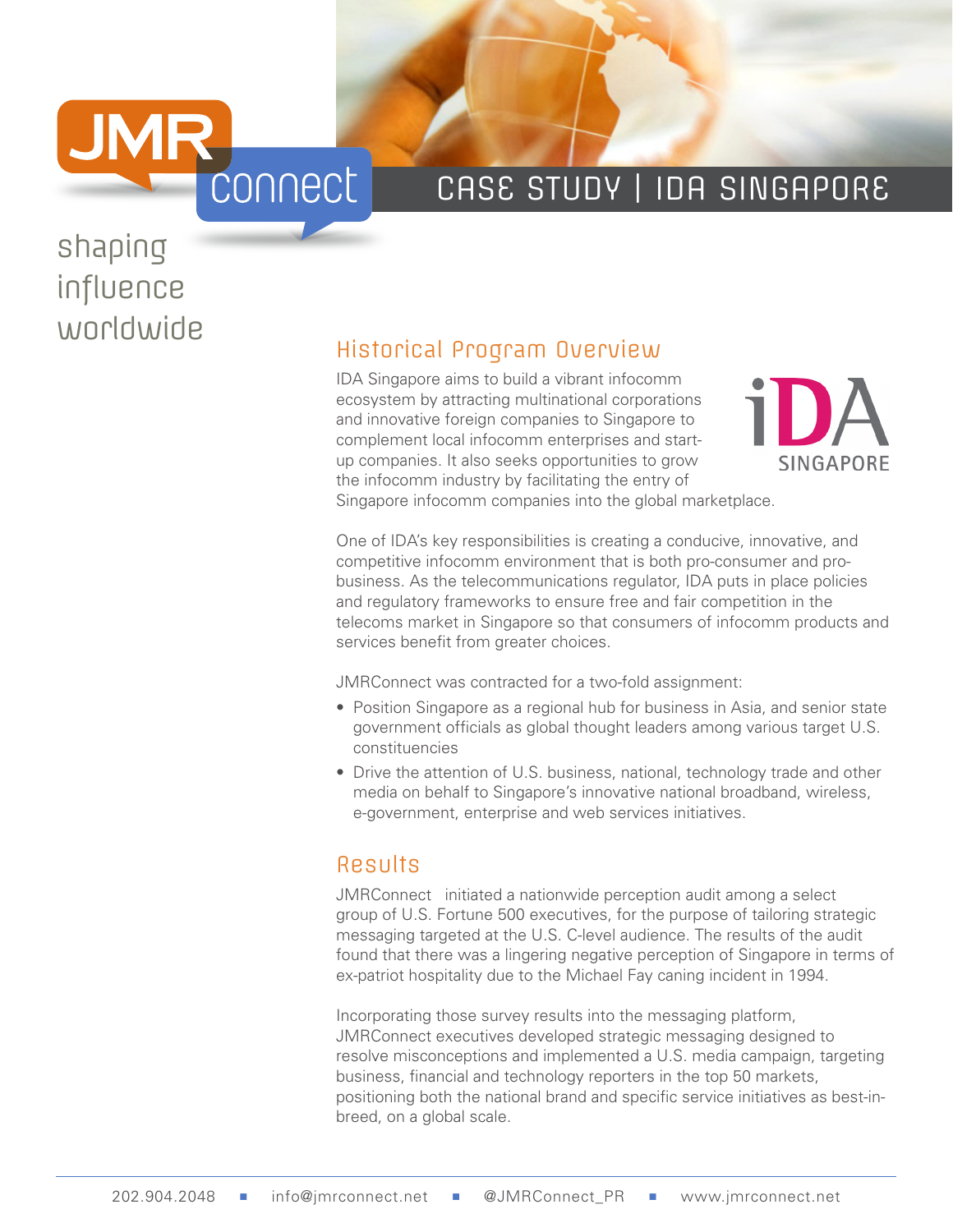# CASE STUDY | IDA SINGAPORE

shaping influence worldwide

## Historical Program Overview

IDA Singapore aims to build a vibrant infocomm ecosystem by attracting multinational corporations and innovative foreign companies to Singapore to complement local infocomm enterprises and start-up companies. It also seeks opportunities to grow the infocomm industry by facilitating the entry of Singapore infocomm companies into the global marketplace.

One of IDA's key responsibilities is creating a conducive, innovative, and competitive infocomm environment that is both pro-consumer and pro-business. As the telecommunications regulator, IDA puts in place policies and regulatory frameworks to ensure free and fair competition in the telecoms market in Singapore so that consumers of infocomm products and services benefit from greater choices.

JMRConnect was contracted for a two-fold assignment:

- Position Singapore as a regional hub for business in Asia, and senior state government officials as global thought leaders among various target U.S. constituencies
- Drive the attention of U.S. business, national, technology trade and other media on behalf to Singapore's innovative national broadband, wireless, e-government, enterprise and web services initiatives.

## Results

JMRConnect initiated a nationwide perception audit among a select group of U.S. Fortune 500 executives, for the purpose of tailoring strategic messaging targeted at the U.S. C-level audience. The results of the audit found that there was a lingering negative perception of Singapore in terms of ex-patriot hospitality due to the Michael Fay caning incident in 1994.

Incorporating those survey results into the messaging platform, JMRConnect executives developed strategic messaging designed to resolve misconceptions and implemented a U.S. media campaign, targeting business, financial and technology reporters in the top 50 markets, positioning both the national brand and specific service initiatives as best-in-breed, on a global scale.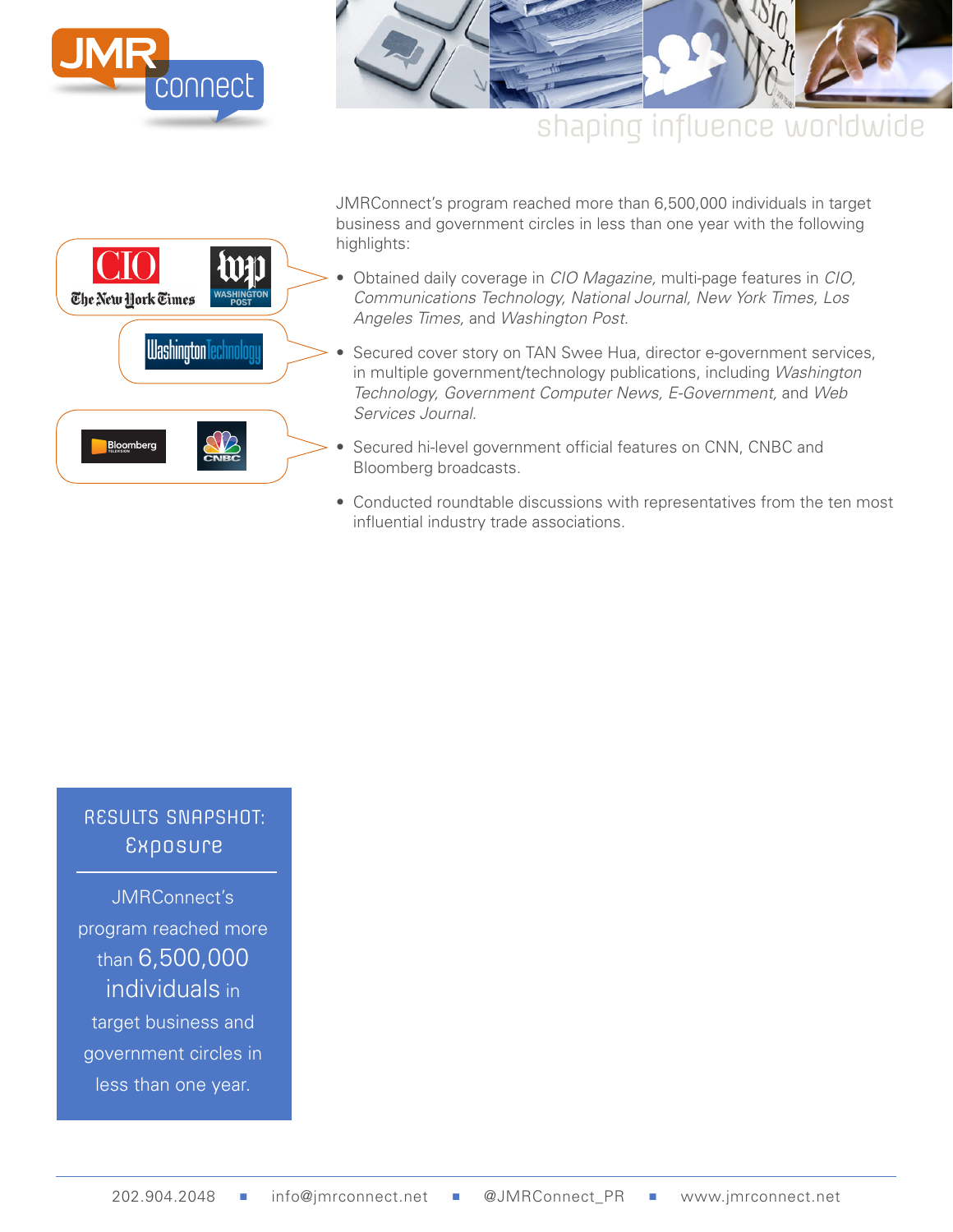JMRConnect's program reached more than 6,500,000 individuals in target business and government circles in less than one year with the following highlights:

- Obtained daily coverage in *CIO Magazine,* multi-page features in *CIO, Communications Technology, National Journal, New York Times, Los Angeles Times,* and *Washington Post.*
- Secured cover story on TAN Swee Hua, director e-government services, in multiple government/technology publications, including *Washington Technology, Government Computer News, E-Government,* and *Web Services Journal.*
- Secured hi-level government official features on CNN, CNBC and Bloomberg broadcasts.
- Conducted roundtable discussions with representatives from the ten most influential industry trade associations.

## RESULTS SNAPSHOT: Exposure

JMRConnect's program reached more than 6,500,000 individuals in target business and government circles in less than one year.

202.904.2048 ■ info@jmrconnect.net ■ @JMRConnect_PR ■ www.jmrconnect.net